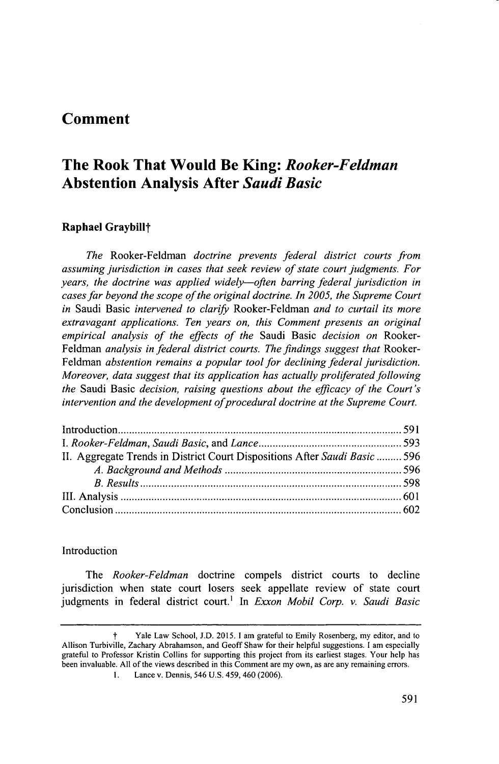# Comment

## The Rook That Would Be King: *Rooker-Feldman* Abstention Analysis After *Saudi Basic*

**Raphael Graybill†**

*The* Rooker-Feldman *doctrine prevents federal district courts from assuming jurisdiction in cases that seek review of state court judgments. For years, the doctrine was applied widely—often barring federal jurisdiction in cases far beyond the scope of the original doctrine. In 2005, the Supreme Court in* Saudi Basic *intervened to clarify* Rooker-Feldman *and to curtail its more extravagant applications. Ten years on, this Comment presents an original empirical analysis of the effects of the* Saudi Basic *decision on* Rooker-Feldman *analysis in federal district courts. The findings suggest that* Rooker-Feldman *abstention remains a popular tool for declining federal jurisdiction. Moreover, data suggest that its application has actually proliferated following the* Saudi Basic *decision, raising questions about the efficacy of the Court's intervention and the development of procedural doctrine at the Supreme Court.*

Introduction .......... 591
I. *Rooker-Feldman*, *Saudi Basic*, and *Lance* .......... 593
II. Aggregate Trends in District Court Dispositions After *Saudi Basic* .......... 596
  A. *Background and Methods* .......... 596
  B. *Results* .......... 598
III. Analysis .......... 601
Conclusion .......... 602

### Introduction

The *Rooker-Feldman* doctrine compels district courts to decline jurisdiction when state court losers seek appellate review of state court judgments in federal district court.[1] In *Exxon Mobil Corp. v. Saudi Basic*

---

† Yale Law School, J.D. 2015. I am grateful to Emily Rosenberg, my editor, and to Allison Turbiville, Zachary Abrahamson, and Geoff Shaw for their helpful suggestions. I am especially grateful to Professor Kristin Collins for supporting this project from its earliest stages. Your help has been invaluable. All of the views described in this Comment are my own, as are any remaining errors.

1. Lance v. Dennis, 546 U.S. 459, 460 (2006).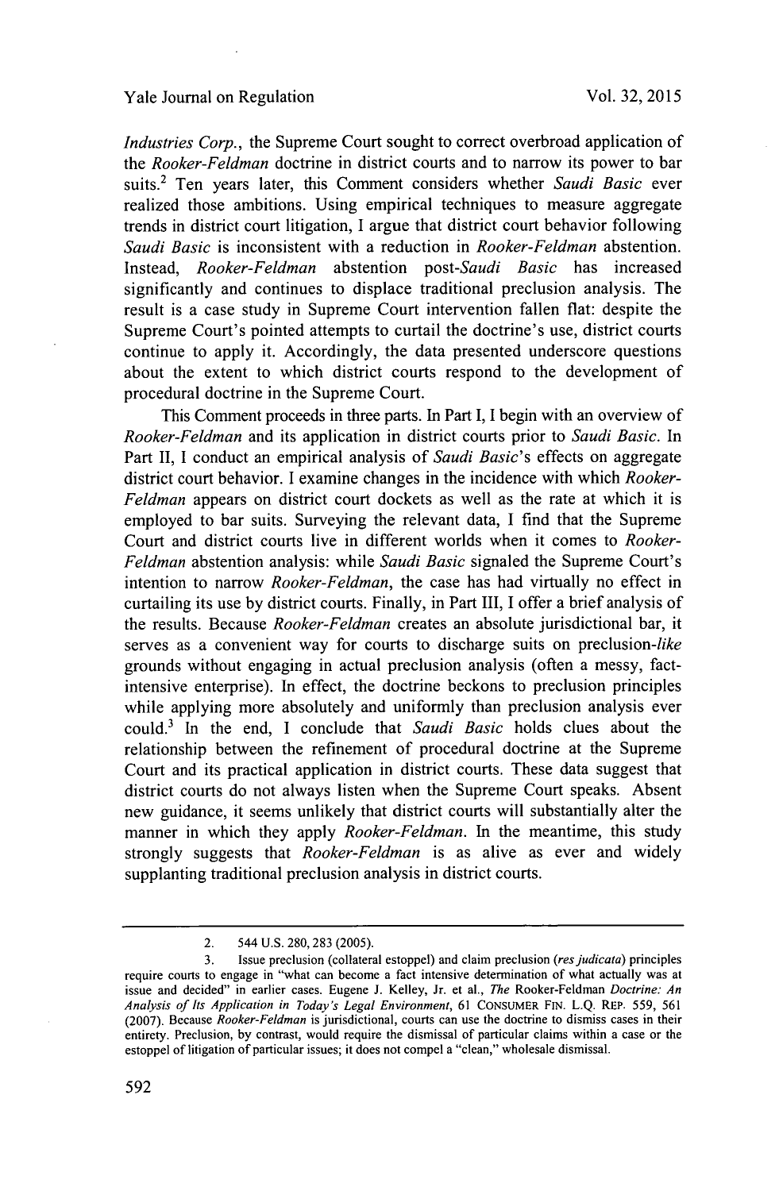*Industries Corp.*, the Supreme Court sought to correct overbroad application of the *Rooker-Feldman* doctrine in district courts and to narrow its power to bar suits.[2] Ten years later, this Comment considers whether *Saudi Basic* ever realized those ambitions. Using empirical techniques to measure aggregate trends in district court litigation, I argue that district court behavior following *Saudi Basic* is inconsistent with a reduction in *Rooker-Feldman* abstention. Instead, *Rooker-Feldman* abstention post-*Saudi Basic* has increased significantly and continues to displace traditional preclusion analysis. The result is a case study in Supreme Court intervention fallen flat: despite the Supreme Court's pointed attempts to curtail the doctrine's use, district courts continue to apply it. Accordingly, the data presented underscore questions about the extent to which district courts respond to the development of procedural doctrine in the Supreme Court.

This Comment proceeds in three parts. In Part I, I begin with an overview of *Rooker-Feldman* and its application in district courts prior to *Saudi Basic*. In Part II, I conduct an empirical analysis of *Saudi Basic*'s effects on aggregate district court behavior. I examine changes in the incidence with which *Rooker-Feldman* appears on district court dockets as well as the rate at which it is employed to bar suits. Surveying the relevant data, I find that the Supreme Court and district courts live in different worlds when it comes to *Rooker-Feldman* abstention analysis: while *Saudi Basic* signaled the Supreme Court's intention to narrow *Rooker-Feldman*, the case has had virtually no effect in curtailing its use by district courts. Finally, in Part III, I offer a brief analysis of the results. Because *Rooker-Feldman* creates an absolute jurisdictional bar, it serves as a convenient way for courts to discharge suits on preclusion-*like* grounds without engaging in actual preclusion analysis (often a messy, fact-intensive enterprise). In effect, the doctrine beckons to preclusion principles while applying more absolutely and uniformly than preclusion analysis ever could.[3] In the end, I conclude that *Saudi Basic* holds clues about the relationship between the refinement of procedural doctrine at the Supreme Court and its practical application in district courts. These data suggest that district courts do not always listen when the Supreme Court speaks. Absent new guidance, it seems unlikely that district courts will substantially alter the manner in which they apply *Rooker-Feldman*. In the meantime, this study strongly suggests that *Rooker-Feldman* is as alive as ever and widely supplanting traditional preclusion analysis in district courts.

---

2. 544 U.S. 280, 283 (2005).

3. Issue preclusion (collateral estoppel) and claim preclusion (*res judicata*) principles require courts to engage in "what can become a fact intensive determination of what actually was at issue and decided" in earlier cases. Eugene J. Kelley, Jr. et al., *The* Rooker-Feldman *Doctrine: An Analysis of Its Application in Today's Legal Environment*, 61 CONSUMER FIN. L.Q. REP. 559, 561 (2007). Because *Rooker-Feldman* is jurisdictional, courts can use the doctrine to dismiss cases in their entirety. Preclusion, by contrast, would require the dismissal of particular claims within a case or the estoppel of litigation of particular issues; it does not compel a "clean," wholesale dismissal.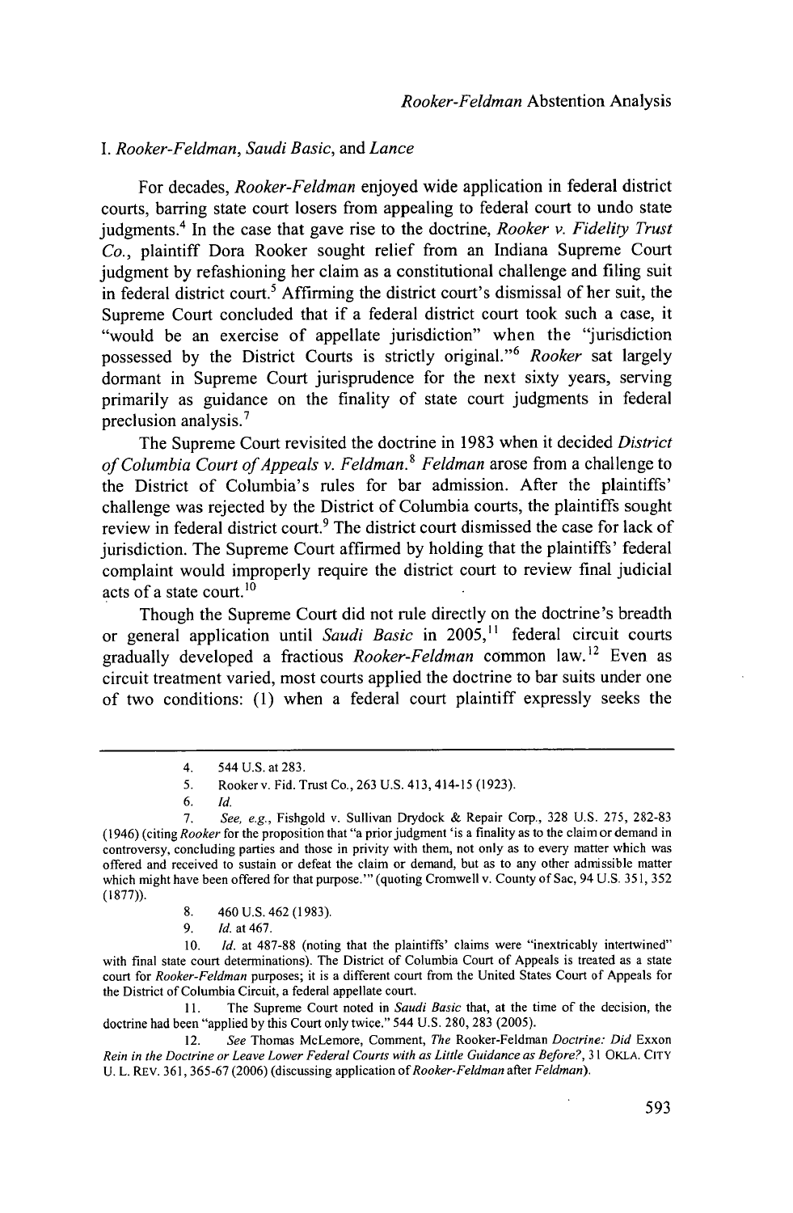## I. *Rooker-Feldman*, *Saudi Basic*, and *Lance*

For decades, *Rooker-Feldman* enjoyed wide application in federal district courts, barring state court losers from appealing to federal court to undo state judgments.[4] In the case that gave rise to the doctrine, *Rooker v. Fidelity Trust Co.*, plaintiff Dora Rooker sought relief from an Indiana Supreme Court judgment by refashioning her claim as a constitutional challenge and filing suit in federal district court.[5] Affirming the district court's dismissal of her suit, the Supreme Court concluded that if a federal district court took such a case, it "would be an exercise of appellate jurisdiction" when the "jurisdiction possessed by the District Courts is strictly original."[6] *Rooker* sat largely dormant in Supreme Court jurisprudence for the next sixty years, serving primarily as guidance on the finality of state court judgments in federal preclusion analysis.[7]

The Supreme Court revisited the doctrine in 1983 when it decided *District of Columbia Court of Appeals v. Feldman*.[8] *Feldman* arose from a challenge to the District of Columbia's rules for bar admission. After the plaintiffs' challenge was rejected by the District of Columbia courts, the plaintiffs sought review in federal district court.[9] The district court dismissed the case for lack of jurisdiction. The Supreme Court affirmed by holding that the plaintiffs' federal complaint would improperly require the district court to review final judicial acts of a state court.[10]

Though the Supreme Court did not rule directly on the doctrine's breadth or general application until *Saudi Basic* in 2005,[11] federal circuit courts gradually developed a fractious *Rooker-Feldman* common law.[12] Even as circuit treatment varied, most courts applied the doctrine to bar suits under one of two conditions: (1) when a federal court plaintiff expressly seeks the

---

4. 544 U.S. at 283.

5. Rooker v. Fid. Trust Co., 263 U.S. 413, 414-15 (1923).

6. *Id.*

7. *See, e.g.*, Fishgold v. Sullivan Drydock & Repair Corp., 328 U.S. 275, 282-83 (1946) (citing *Rooker* for the proposition that "a prior judgment 'is a finality as to the claim or demand in controversy, concluding parties and those in privity with them, not only as to every matter which was offered and received to sustain or defeat the claim or demand, but as to any other admissible matter which might have been offered for that purpose.'" (quoting Cromwell v. County of Sac, 94 U.S. 351, 352 (1877)).

8. 460 U.S. 462 (1983).

9. *Id.* at 467.

10. *Id.* at 487-88 (noting that the plaintiffs' claims were "inextricably intertwined" with final state court determinations). The District of Columbia Court of Appeals is treated as a state court for *Rooker-Feldman* purposes; it is a different court from the United States Court of Appeals for the District of Columbia Circuit, a federal appellate court.

11. The Supreme Court noted in *Saudi Basic* that, at the time of the decision, the doctrine had been "applied by this Court only twice." 544 U.S. 280, 283 (2005).

12. *See* Thomas McLemore, Comment, *The* Rooker-Feldman *Doctrine: Did* Exxon *Rein in the Doctrine or Leave Lower Federal Courts with as Little Guidance as Before?*, 31 OKLA. CITY U. L. REV. 361, 365-67 (2006) (discussing application of *Rooker-Feldman* after *Feldman*).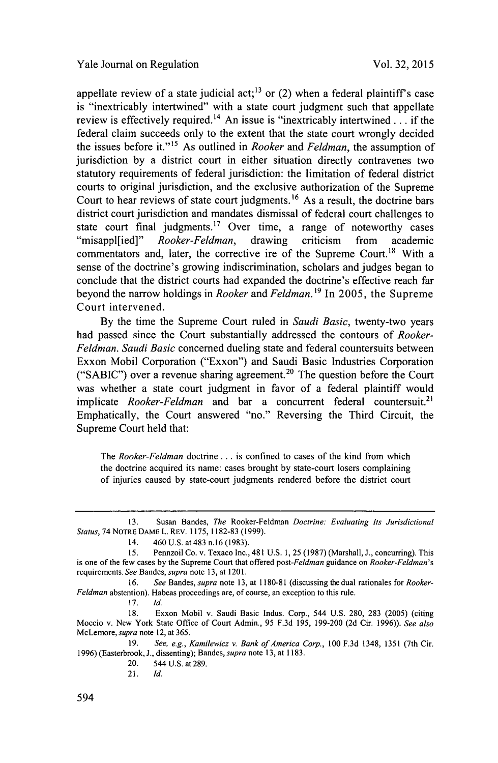appellate review of a state judicial act;[13] or (2) when a federal plaintiff's case is "inextricably intertwined" with a state court judgment such that appellate review is effectively required.[14] An issue is "inextricably intertwined . . . if the federal claim succeeds only to the extent that the state court wrongly decided the issues before it."[15] As outlined in *Rooker* and *Feldman*, the assumption of jurisdiction by a district court in either situation directly contravenes two statutory requirements of federal jurisdiction: the limitation of federal district courts to original jurisdiction, and the exclusive authorization of the Supreme Court to hear reviews of state court judgments.[16] As a result, the doctrine bars district court jurisdiction and mandates dismissal of federal court challenges to state court final judgments.[17] Over time, a range of noteworthy cases "misappl[ied]" *Rooker-Feldman*, drawing criticism from academic commentators and, later, the corrective ire of the Supreme Court.[18] With a sense of the doctrine's growing indiscrimination, scholars and judges began to conclude that the district courts had expanded the doctrine's effective reach far beyond the narrow holdings in *Rooker* and *Feldman*.[19] In 2005, the Supreme Court intervened.

By the time the Supreme Court ruled in *Saudi Basic*, twenty-two years had passed since the Court substantially addressed the contours of *Rooker-Feldman*. *Saudi Basic* concerned dueling state and federal countersuits between Exxon Mobil Corporation ("Exxon") and Saudi Basic Industries Corporation ("SABIC") over a revenue sharing agreement.[20] The question before the Court was whether a state court judgment in favor of a federal plaintiff would implicate *Rooker-Feldman* and bar a concurrent federal countersuit.[21] Emphatically, the Court answered "no." Reversing the Third Circuit, the Supreme Court held that:

> The *Rooker-Feldman* doctrine . . . is confined to cases of the kind from which the doctrine acquired its name: cases brought by state-court losers complaining of injuries caused by state-court judgments rendered before the district court

---

13. Susan Bandes, *The* Rooker-Feldman *Doctrine: Evaluating Its Jurisdictional Status*, 74 NOTRE DAME L. REV. 1175, 1182-83 (1999).

14. 460 U.S. at 483 n.16 (1983).

15. Pennzoil Co. v. Texaco Inc., 481 U.S. 1, 25 (1987) (Marshall, J., concurring). This is one of the few cases by the Supreme Court that offered post-*Feldman* guidance on *Rooker-Feldman*'s requirements. *See* Bandes, *supra* note 13, at 1201.

16. *See* Bandes, *supra* note 13, at 1180-81 (discussing the dual rationales for *Rooker-Feldman* abstention). Habeas proceedings are, of course, an exception to this rule.

17. *Id.*

18. Exxon Mobil v. Saudi Basic Indus. Corp., 544 U.S. 280, 283 (2005) (citing Moccio v. New York State Office of Court Admin., 95 F.3d 195, 199-200 (2d Cir. 1996)). *See also* McLemore, *supra* note 12, at 365.

19. *See, e.g.*, *Kamilewicz v. Bank of America Corp.*, 100 F.3d 1348, 1351 (7th Cir. 1996) (Easterbrook, J., dissenting); Bandes, *supra* note 13, at 1183.

20. 544 U.S. at 289.

21. *Id.*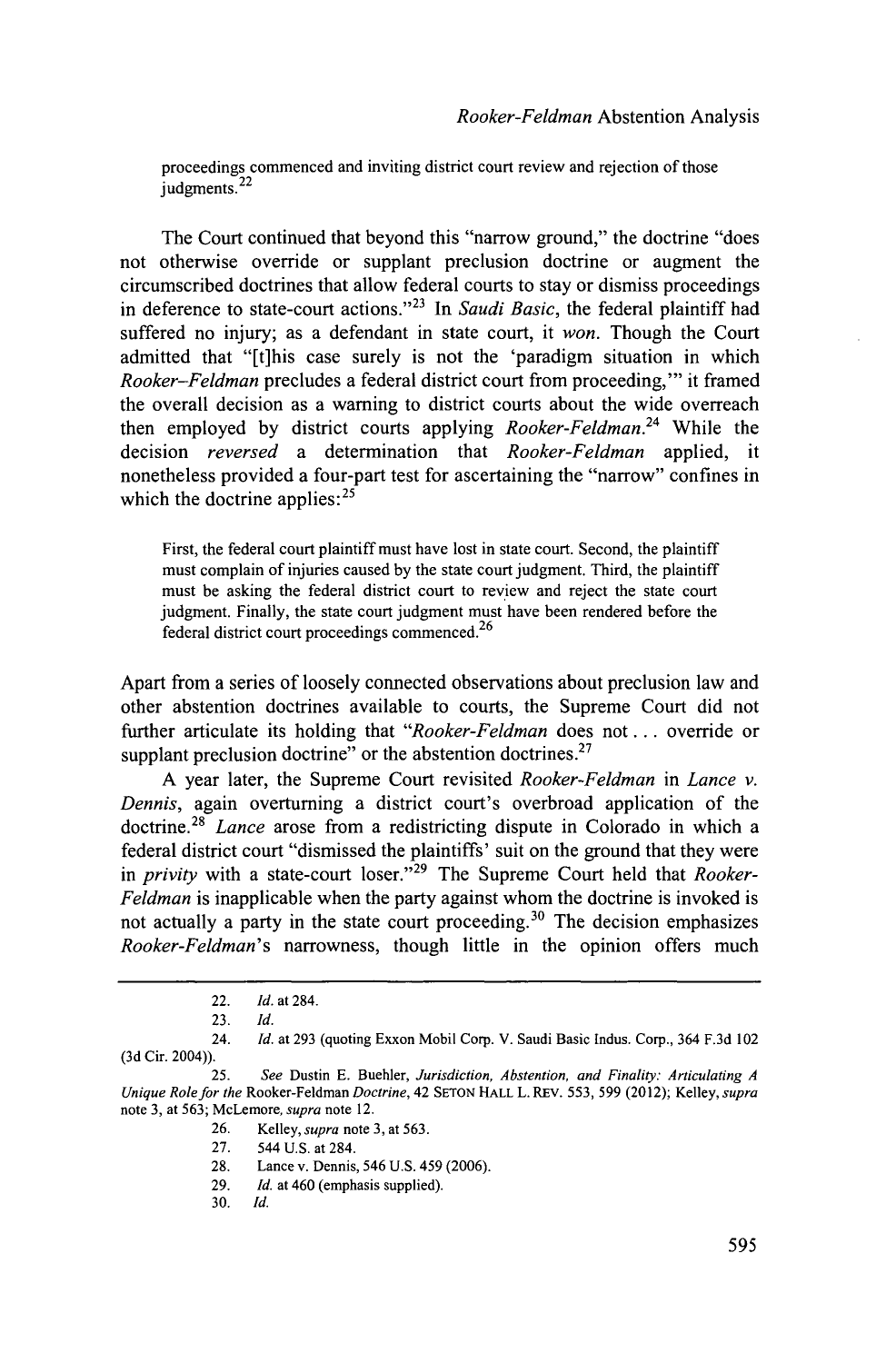> proceedings commenced and inviting district court review and rejection of those judgments.[22]

The Court continued that beyond this "narrow ground," the doctrine "does not otherwise override or supplant preclusion doctrine or augment the circumscribed doctrines that allow federal courts to stay or dismiss proceedings in deference to state-court actions."[23] In *Saudi Basic*, the federal plaintiff had suffered no injury; as a defendant in state court, it *won*. Though the Court admitted that "[t]his case surely is not the 'paradigm situation in which *Rooker–Feldman* precludes a federal district court from proceeding,'" it framed the overall decision as a warning to district courts about the wide overreach then employed by district courts applying *Rooker-Feldman*.[24] While the decision *reversed* a determination that *Rooker-Feldman* applied, it nonetheless provided a four-part test for ascertaining the "narrow" confines in which the doctrine applies:[25]

> First, the federal court plaintiff must have lost in state court. Second, the plaintiff must complain of injuries caused by the state court judgment. Third, the plaintiff must be asking the federal district court to review and reject the state court judgment. Finally, the state court judgment must have been rendered before the federal district court proceedings commenced.[26]

Apart from a series of loosely connected observations about preclusion law and other abstention doctrines available to courts, the Supreme Court did not further articulate its holding that "*Rooker-Feldman* does not . . . override or supplant preclusion doctrine" or the abstention doctrines.[27]

A year later, the Supreme Court revisited *Rooker-Feldman* in *Lance v. Dennis*, again overturning a district court's overbroad application of the doctrine.[28] *Lance* arose from a redistricting dispute in Colorado in which a federal district court "dismissed the plaintiffs' suit on the ground that they were in *privity* with a state-court loser."[29] The Supreme Court held that *Rooker-Feldman* is inapplicable when the party against whom the doctrine is invoked is not actually a party in the state court proceeding.[30] The decision emphasizes *Rooker-Feldman*'s narrowness, though little in the opinion offers much

---

22. *Id.* at 284.
23. *Id.*
24. *Id.* at 293 (quoting Exxon Mobil Corp. V. Saudi Basic Indus. Corp., 364 F.3d 102 (3d Cir. 2004)).
25. *See* Dustin E. Buehler, *Jurisdiction, Abstention, and Finality: Articulating A Unique Role for the* Rooker-Feldman *Doctrine*, 42 SETON HALL L. REV. 553, 599 (2012); Kelley, *supra* note 3, at 563; McLemore, *supra* note 12.
26. Kelley, *supra* note 3, at 563.
27. 544 U.S. at 284.
28. Lance v. Dennis, 546 U.S. 459 (2006).
29. *Id.* at 460 (emphasis supplied).
30. *Id.*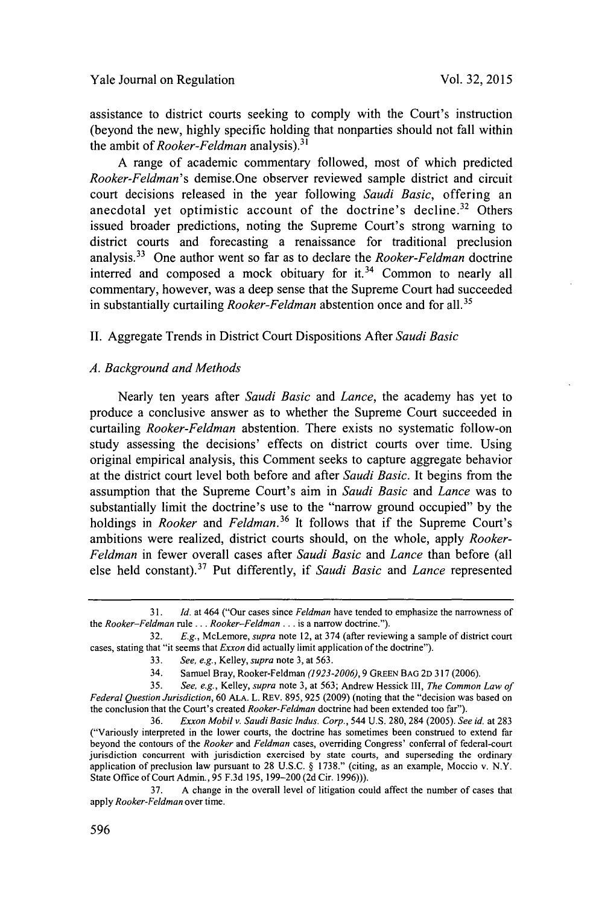assistance to district courts seeking to comply with the Court's instruction (beyond the new, highly specific holding that nonparties should not fall within the ambit of *Rooker-Feldman* analysis).[31]

A range of academic commentary followed, most of which predicted *Rooker-Feldman*'s demise.One observer reviewed sample district and circuit court decisions released in the year following *Saudi Basic*, offering an anecdotal yet optimistic account of the doctrine's decline.[32] Others issued broader predictions, noting the Supreme Court's strong warning to district courts and forecasting a renaissance for traditional preclusion analysis.[33] One author went so far as to declare the *Rooker-Feldman* doctrine interred and composed a mock obituary for it.[34] Common to nearly all commentary, however, was a deep sense that the Supreme Court had succeeded in substantially curtailing *Rooker-Feldman* abstention once and for all.[35]

## II. Aggregate Trends in District Court Dispositions After *Saudi Basic*

### *A. Background and Methods*

Nearly ten years after *Saudi Basic* and *Lance*, the academy has yet to produce a conclusive answer as to whether the Supreme Court succeeded in curtailing *Rooker-Feldman* abstention. There exists no systematic follow-on study assessing the decisions' effects on district courts over time. Using original empirical analysis, this Comment seeks to capture aggregate behavior at the district court level both before and after *Saudi Basic*. It begins from the assumption that the Supreme Court's aim in *Saudi Basic* and *Lance* was to substantially limit the doctrine's use to the "narrow ground occupied" by the holdings in *Rooker* and *Feldman*.[36] It follows that if the Supreme Court's ambitions were realized, district courts should, on the whole, apply *Rooker-Feldman* in fewer overall cases after *Saudi Basic* and *Lance* than before (all else held constant).[37] Put differently, if *Saudi Basic* and *Lance* represented

---

31. *Id.* at 464 ("Our cases since *Feldman* have tended to emphasize the narrowness of the *Rooker–Feldman* rule . . . *Rooker–Feldman* . . . is a narrow doctrine.").

32. *E.g.*, McLemore, *supra* note 12, at 374 (after reviewing a sample of district court cases, stating that "it seems that *Exxon* did actually limit application of the doctrine").

33. *See, e.g.*, Kelley, *supra* note 3, at 563.

34. Samuel Bray, Rooker-Feldman *(1923-2006)*, 9 GREEN BAG 2D 317 (2006).

35. *See, e.g.*, Kelley, *supra* note 3, at 563; Andrew Hessick III, *The Common Law of Federal Question Jurisdiction*, 60 ALA. L. REV. 895, 925 (2009) (noting that the "decision was based on the conclusion that the Court's created *Rooker-Feldman* doctrine had been extended too far").

36. *Exxon Mobil v. Saudi Basic Indus. Corp.*, 544 U.S. 280, 284 (2005). *See id.* at 283 ("Variously interpreted in the lower courts, the doctrine has sometimes been construed to extend far beyond the contours of the *Rooker* and *Feldman* cases, overriding Congress' conferral of federal-court jurisdiction concurrent with jurisdiction exercised by state courts, and superseding the ordinary application of preclusion law pursuant to 28 U.S.C. § 1738." (citing, as an example, Moccio v. N.Y. State Office of Court Admin., 95 F.3d 195, 199–200 (2d Cir. 1996))).

37. A change in the overall level of litigation could affect the number of cases that apply *Rooker-Feldman* over time.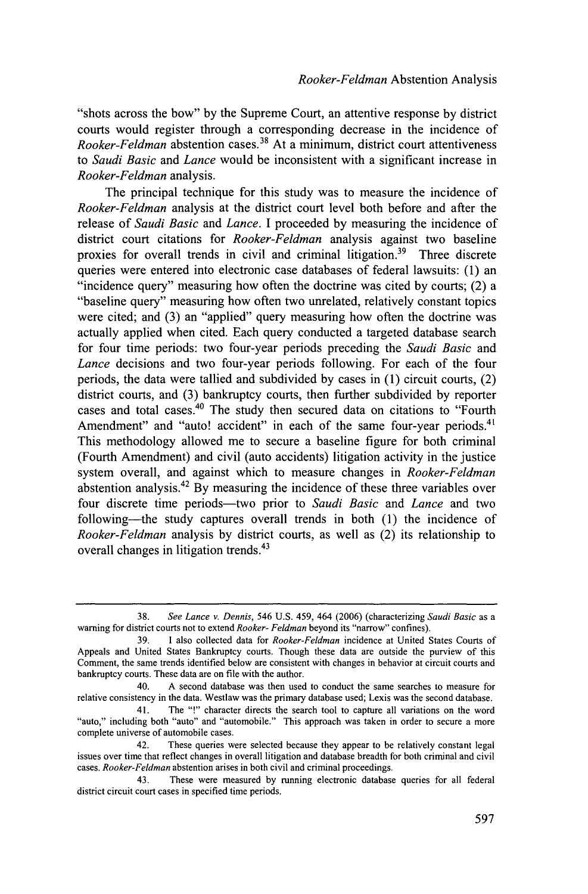"shots across the bow" by the Supreme Court, an attentive response by district courts would register through a corresponding decrease in the incidence of *Rooker-Feldman* abstention cases.[38] At a minimum, district court attentiveness to *Saudi Basic* and *Lance* would be inconsistent with a significant increase in *Rooker-Feldman* analysis.

The principal technique for this study was to measure the incidence of *Rooker-Feldman* analysis at the district court level both before and after the release of *Saudi Basic* and *Lance*. I proceeded by measuring the incidence of district court citations for *Rooker-Feldman* analysis against two baseline proxies for overall trends in civil and criminal litigation.[39] Three discrete queries were entered into electronic case databases of federal lawsuits: (1) an "incidence query" measuring how often the doctrine was cited by courts; (2) a "baseline query" measuring how often two unrelated, relatively constant topics were cited; and (3) an "applied" query measuring how often the doctrine was actually applied when cited. Each query conducted a targeted database search for four time periods: two four-year periods preceding the *Saudi Basic* and *Lance* decisions and two four-year periods following. For each of the four periods, the data were tallied and subdivided by cases in (1) circuit courts, (2) district courts, and (3) bankruptcy courts, then further subdivided by reporter cases and total cases.[40] The study then secured data on citations to "Fourth Amendment" and "auto! accident" in each of the same four-year periods.[41] This methodology allowed me to secure a baseline figure for both criminal (Fourth Amendment) and civil (auto accidents) litigation activity in the justice system overall, and against which to measure changes in *Rooker-Feldman* abstention analysis.[42] By measuring the incidence of these three variables over four discrete time periods—two prior to *Saudi Basic* and *Lance* and two following—the study captures overall trends in both (1) the incidence of *Rooker-Feldman* analysis by district courts, as well as (2) its relationship to overall changes in litigation trends.[43]

---

38. *See Lance v. Dennis*, 546 U.S. 459, 464 (2006) (characterizing *Saudi Basic* as a warning for district courts not to extend *Rooker- Feldman* beyond its "narrow" confines).

39. I also collected data for *Rooker-Feldman* incidence at United States Courts of Appeals and United States Bankruptcy courts. Though these data are outside the purview of this Comment, the same trends identified below are consistent with changes in behavior at circuit courts and bankruptcy courts. These data are on file with the author.

40. A second database was then used to conduct the same searches to measure for relative consistency in the data. Westlaw was the primary database used; Lexis was the second database.

41. The "!" character directs the search tool to capture all variations on the word "auto," including both "auto" and "automobile." This approach was taken in order to secure a more complete universe of automobile cases.

42. These queries were selected because they appear to be relatively constant legal issues over time that reflect changes in overall litigation and database breadth for both criminal and civil cases. *Rooker-Feldman* abstention arises in both civil and criminal proceedings.

43. These were measured by running electronic database queries for all federal district circuit court cases in specified time periods.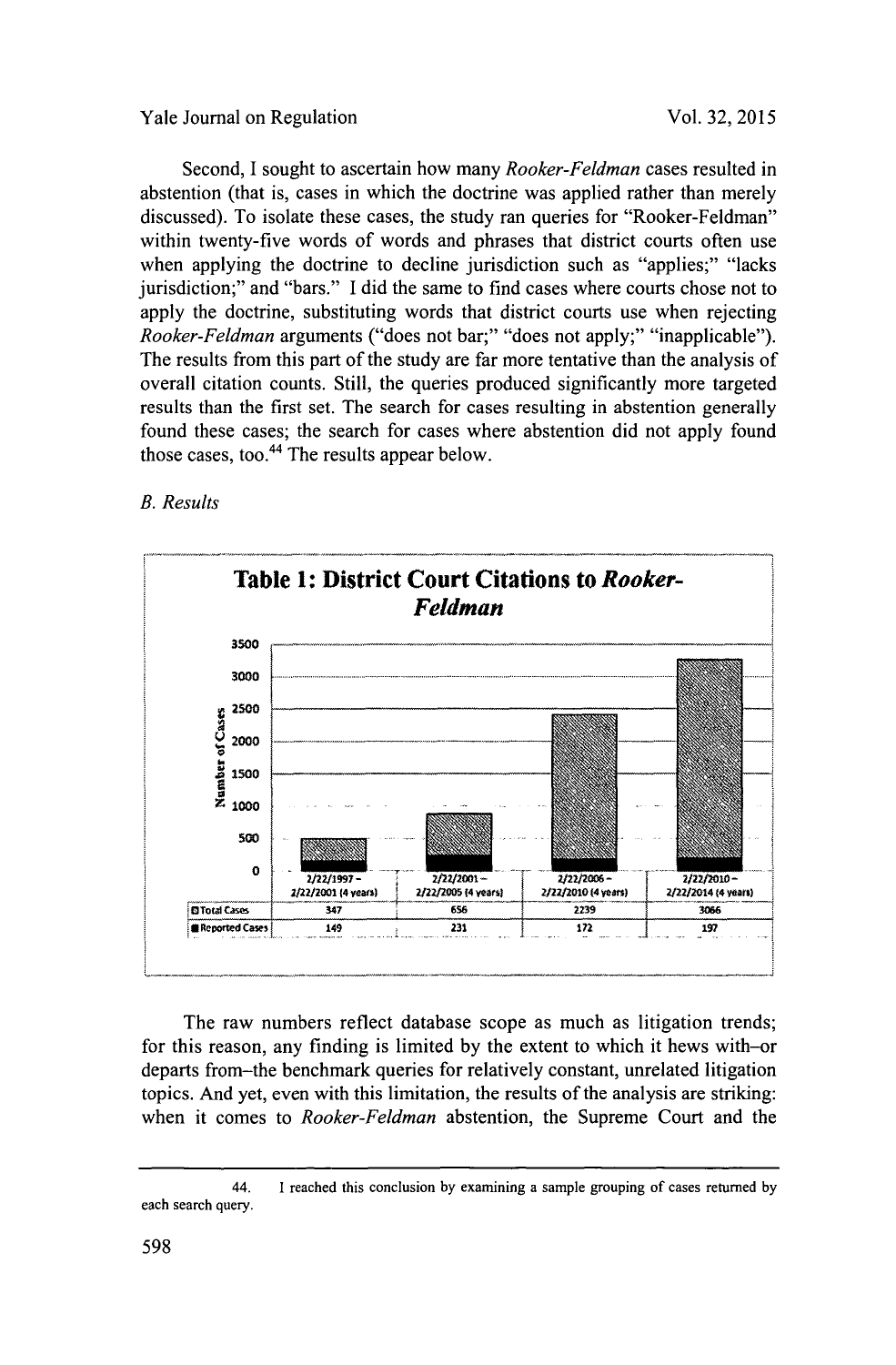Second, I sought to ascertain how many *Rooker-Feldman* cases resulted in abstention (that is, cases in which the doctrine was applied rather than merely discussed). To isolate these cases, the study ran queries for "Rooker-Feldman" within twenty-five words of words and phrases that district courts often use when applying the doctrine to decline jurisdiction such as "applies;" "lacks jurisdiction;" and "bars." I did the same to find cases where courts chose not to apply the doctrine, substituting words that district courts use when rejecting *Rooker-Feldman* arguments ("does not bar;" "does not apply;" "inapplicable"). The results from this part of the study are far more tentative than the analysis of overall citation counts. Still, the queries produced significantly more targeted results than the first set. The search for cases resulting in abstention generally found these cases; the search for cases where abstention did not apply found those cases, too.[44] The results appear below.

### *B. Results*

**Table 1: District Court Citations to *Rooker-Feldman***

| | 2/22/1997 – 2/22/2001 (4 years) | 2/22/2001 – 2/22/2005 (4 years) | 2/22/2006 – 2/22/2010 (4 years) | 2/22/2010 – 2/22/2014 (4 years) |
|---|---|---|---|---|
| Total Cases | 347 | 656 | 2239 | 3066 |
| Reported Cases | 149 | 231 | 172 | 197 |

The raw numbers reflect database scope as much as litigation trends; for this reason, any finding is limited by the extent to which it hews with–or departs from–the benchmark queries for relatively constant, unrelated litigation topics. And yet, even with this limitation, the results of the analysis are striking: when it comes to *Rooker-Feldman* abstention, the Supreme Court and the

44. I reached this conclusion by examining a sample grouping of cases returned by each search query.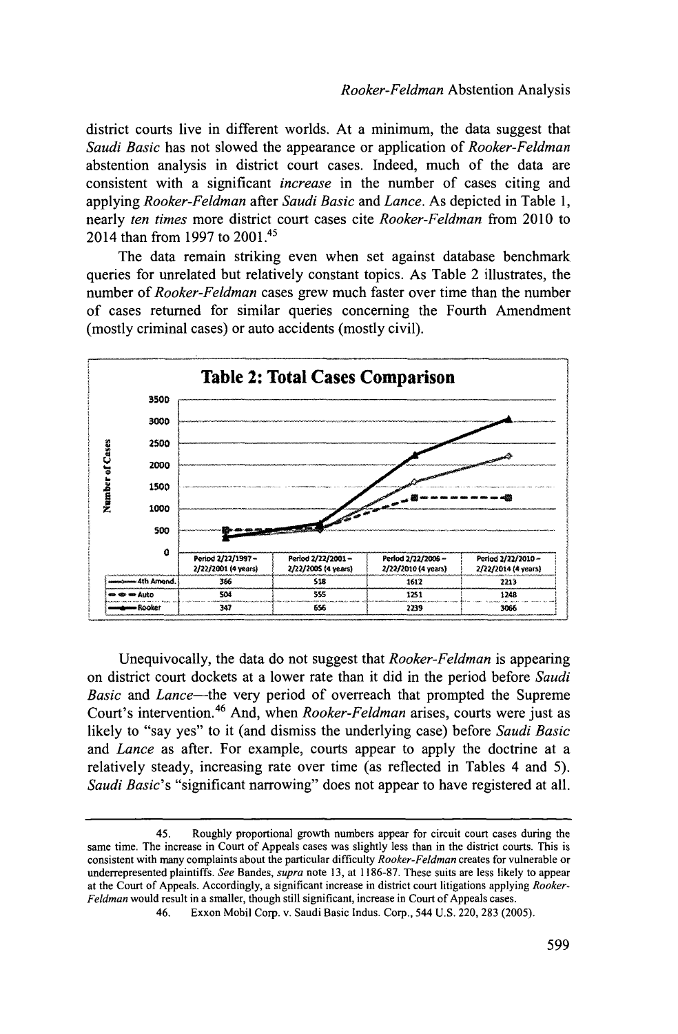district courts live in different worlds. At a minimum, the data suggest that *Saudi Basic* has not slowed the appearance or application of *Rooker-Feldman* abstention analysis in district court cases. Indeed, much of the data are consistent with a significant *increase* in the number of cases citing and applying *Rooker-Feldman* after *Saudi Basic* and *Lance*. As depicted in Table 1, nearly *ten times* more district court cases cite *Rooker-Feldman* from 2010 to 2014 than from 1997 to 2001.[45]

The data remain striking even when set against database benchmark queries for unrelated but relatively constant topics. As Table 2 illustrates, the number of *Rooker-Feldman* cases grew much faster over time than the number of cases returned for similar queries concerning the Fourth Amendment (mostly criminal cases) or auto accidents (mostly civil).

**Table 2: Total Cases Comparison**

| | Period 2/22/1997 – 2/22/2001 (4 years) | Period 2/22/2001 – 2/22/2005 (4 years) | Period 2/22/2006 – 2/22/2010 (4 years) | Period 2/22/2010 – 2/22/2014 (4 years) |
|---|---|---|---|---|
| 4th Amend. | 366 | 518 | 1612 | 2213 |
| Auto | 504 | 555 | 1251 | 1248 |
| Rooker | 347 | 656 | 2239 | 3066 |

Unequivocally, the data do not suggest that *Rooker-Feldman* is appearing on district court dockets at a lower rate than it did in the period before *Saudi Basic* and *Lance*—the very period of overreach that prompted the Supreme Court's intervention.[46] And, when *Rooker-Feldman* arises, courts were just as likely to "say yes" to it (and dismiss the underlying case) before *Saudi Basic* and *Lance* as after. For example, courts appear to apply the doctrine at a relatively steady, increasing rate over time (as reflected in Tables 4 and 5). *Saudi Basic*'s "significant narrowing" does not appear to have registered at all.

---

45. Roughly proportional growth numbers appear for circuit court cases during the same time. The increase in Court of Appeals cases was slightly less than in the district courts. This is consistent with many complaints about the particular difficulty *Rooker-Feldman* creates for vulnerable or underrepresented plaintiffs. *See* Bandes, *supra* note 13, at 1186-87. These suits are less likely to appear at the Court of Appeals. Accordingly, a significant increase in district court litigations applying *Rooker-Feldman* would result in a smaller, though still significant, increase in Court of Appeals cases.

46. Exxon Mobil Corp. v. Saudi Basic Indus. Corp., 544 U.S. 220, 283 (2005).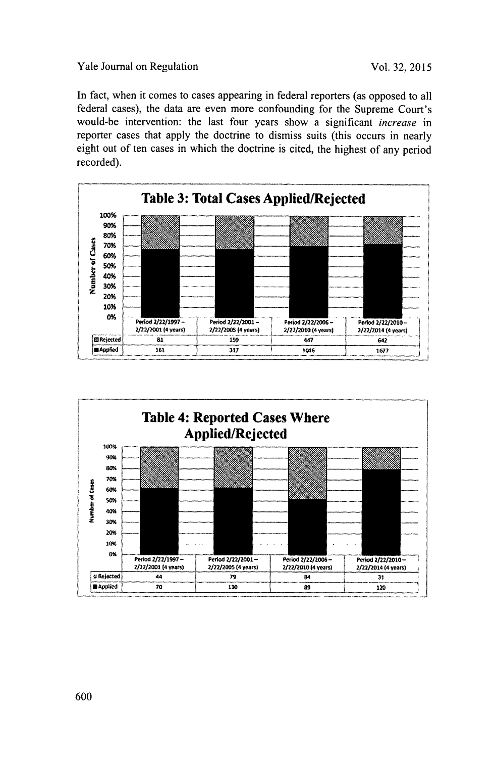In fact, when it comes to cases appearing in federal reporters (as opposed to all federal cases), the data are even more confounding for the Supreme Court's would-be intervention: the last four years show a significant *increase* in reporter cases that apply the doctrine to dismiss suits (this occurs in nearly eight out of ten cases in which the doctrine is cited, the highest of any period recorded).

**Table 3: Total Cases Applied/Rejected**

| | Period 2/22/1997 – 2/22/2001 (4 years) | Period 2/22/2001 – 2/22/2005 (4 years) | Period 2/22/2006 – 2/22/2010 (4 years) | Period 2/22/2010 – 2/22/2014 (4 years) |
|---|---|---|---|---|
| Rejected | 81 | 159 | 447 | 642 |
| Applied | 161 | 317 | 1046 | 1677 |

**Table 4: Reported Cases Where Applied/Rejected**

| | Period 2/22/1997 – 2/22/2001 (4 years) | Period 2/22/2001 – 2/22/2005 (4 years) | Period 2/22/2006 – 2/22/2010 (4 years) | Period 2/22/2010 – 2/22/2014 (4 years) |
|---|---|---|---|---|
| Rejected | 44 | 79 | 84 | 31 |
| Applied | 70 | 130 | 89 | 120 |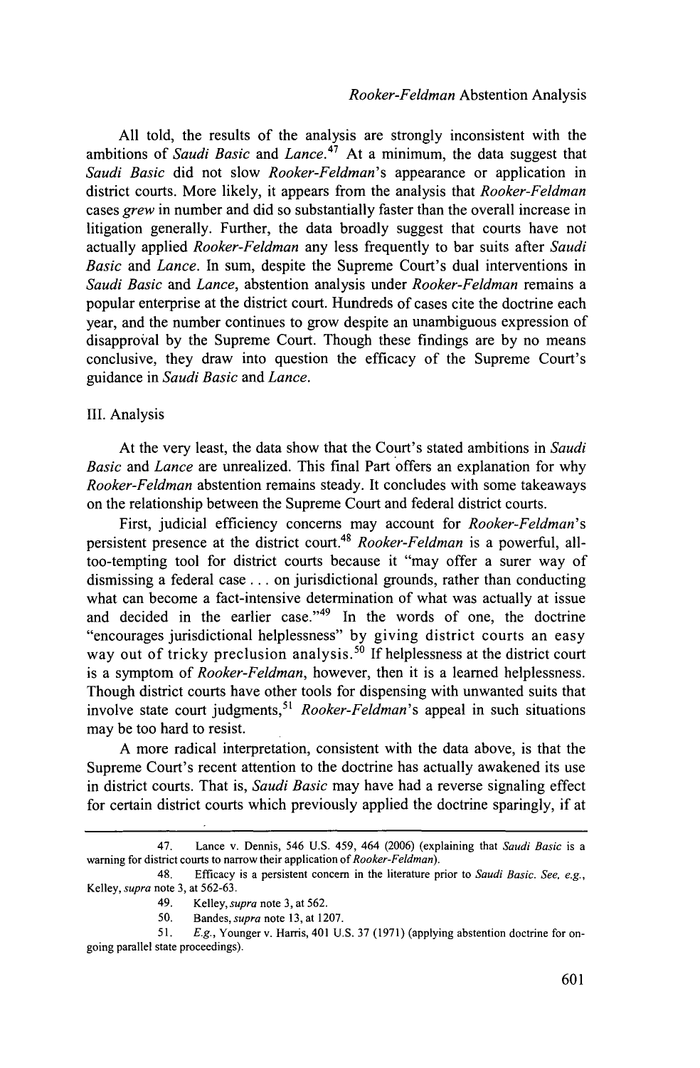All told, the results of the analysis are strongly inconsistent with the ambitions of *Saudi Basic* and *Lance*.[47] At a minimum, the data suggest that *Saudi Basic* did not slow *Rooker-Feldman*'s appearance or application in district courts. More likely, it appears from the analysis that *Rooker-Feldman* cases *grew* in number and did so substantially faster than the overall increase in litigation generally. Further, the data broadly suggest that courts have not actually applied *Rooker-Feldman* any less frequently to bar suits after *Saudi Basic* and *Lance*. In sum, despite the Supreme Court's dual interventions in *Saudi Basic* and *Lance*, abstention analysis under *Rooker-Feldman* remains a popular enterprise at the district court. Hundreds of cases cite the doctrine each year, and the number continues to grow despite an unambiguous expression of disapproval by the Supreme Court. Though these findings are by no means conclusive, they draw into question the efficacy of the Supreme Court's guidance in *Saudi Basic* and *Lance*.

## III. Analysis

At the very least, the data show that the Court's stated ambitions in *Saudi Basic* and *Lance* are unrealized. This final Part offers an explanation for why *Rooker-Feldman* abstention remains steady. It concludes with some takeaways on the relationship between the Supreme Court and federal district courts.

First, judicial efficiency concerns may account for *Rooker-Feldman*'s persistent presence at the district court.[48] *Rooker-Feldman* is a powerful, all-too-tempting tool for district courts because it "may offer a surer way of dismissing a federal case . . . on jurisdictional grounds, rather than conducting what can become a fact-intensive determination of what was actually at issue and decided in the earlier case."[49] In the words of one, the doctrine "encourages jurisdictional helplessness" by giving district courts an easy way out of tricky preclusion analysis.[50] If helplessness at the district court is a symptom of *Rooker-Feldman*, however, then it is a learned helplessness. Though district courts have other tools for dispensing with unwanted suits that involve state court judgments,[51] *Rooker-Feldman*'s appeal in such situations may be too hard to resist.

A more radical interpretation, consistent with the data above, is that the Supreme Court's recent attention to the doctrine has actually awakened its use in district courts. That is, *Saudi Basic* may have had a reverse signaling effect for certain district courts which previously applied the doctrine sparingly, if at

---

47. Lance v. Dennis, 546 U.S. 459, 464 (2006) (explaining that *Saudi Basic* is a warning for district courts to narrow their application of *Rooker-Feldman*).

48. Efficacy is a persistent concern in the literature prior to *Saudi Basic*. *See, e.g.*, Kelley, *supra* note 3, at 562-63.

49. Kelley, *supra* note 3, at 562.

50. Bandes, *supra* note 13, at 1207.

51. *E.g.*, Younger v. Harris, 401 U.S. 37 (1971) (applying abstention doctrine for on-going parallel state proceedings).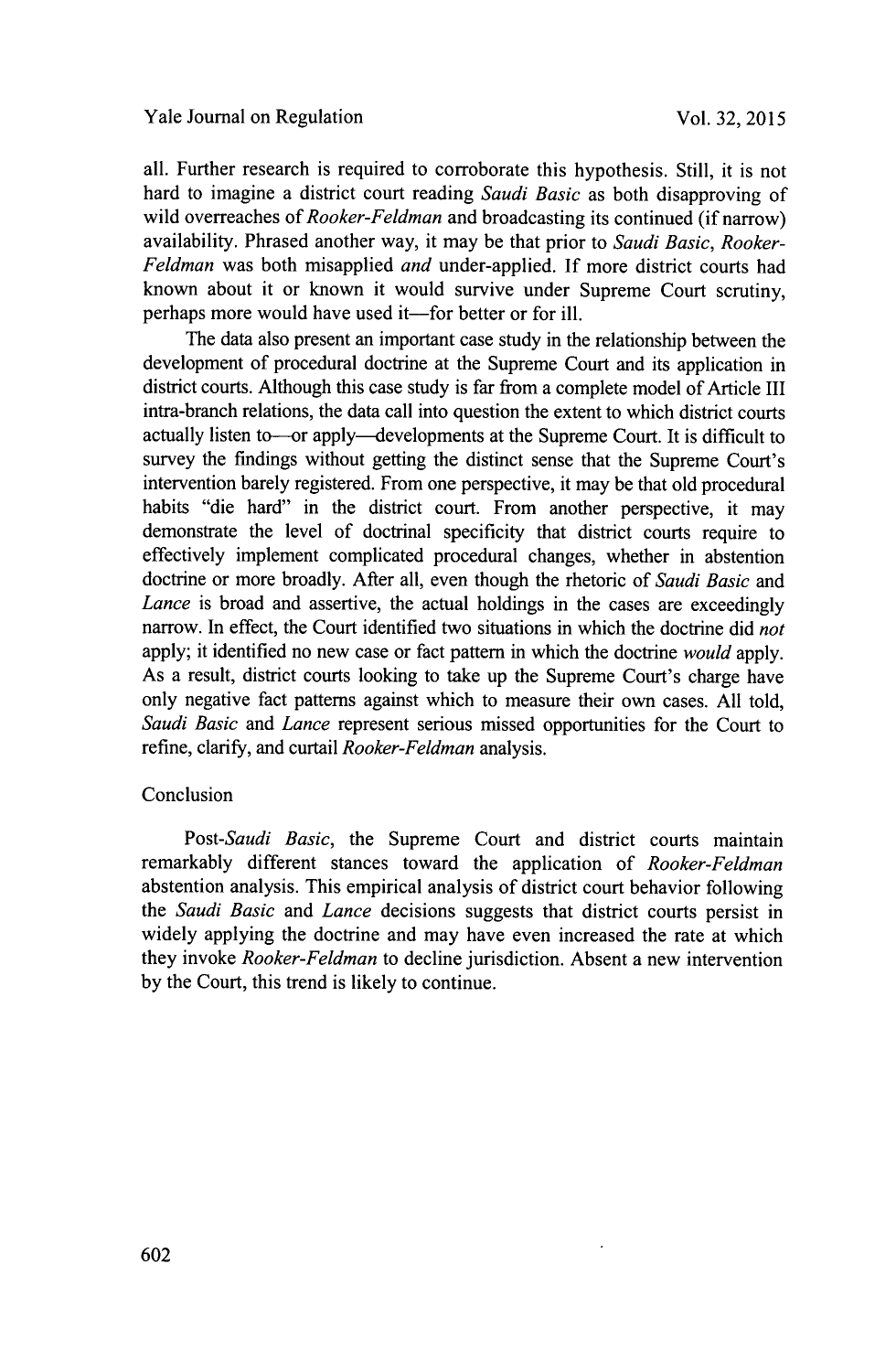all. Further research is required to corroborate this hypothesis. Still, it is not hard to imagine a district court reading *Saudi Basic* as both disapproving of wild overreaches of *Rooker-Feldman* and broadcasting its continued (if narrow) availability. Phrased another way, it may be that prior to *Saudi Basic*, *Rooker-Feldman* was both misapplied *and* under-applied. If more district courts had known about it or known it would survive under Supreme Court scrutiny, perhaps more would have used it—for better or for ill.

The data also present an important case study in the relationship between the development of procedural doctrine at the Supreme Court and its application in district courts. Although this case study is far from a complete model of Article III intra-branch relations, the data call into question the extent to which district courts actually listen to—or apply—developments at the Supreme Court. It is difficult to survey the findings without getting the distinct sense that the Supreme Court's intervention barely registered. From one perspective, it may be that old procedural habits "die hard" in the district court. From another perspective, it may demonstrate the level of doctrinal specificity that district courts require to effectively implement complicated procedural changes, whether in abstention doctrine or more broadly. After all, even though the rhetoric of *Saudi Basic* and *Lance* is broad and assertive, the actual holdings in the cases are exceedingly narrow. In effect, the Court identified two situations in which the doctrine did *not* apply; it identified no new case or fact pattern in which the doctrine *would* apply. As a result, district courts looking to take up the Supreme Court's charge have only negative fact patterns against which to measure their own cases. All told, *Saudi Basic* and *Lance* represent serious missed opportunities for the Court to refine, clarify, and curtail *Rooker-Feldman* analysis.

## Conclusion

Post-*Saudi Basic*, the Supreme Court and district courts maintain remarkably different stances toward the application of *Rooker-Feldman* abstention analysis. This empirical analysis of district court behavior following the *Saudi Basic* and *Lance* decisions suggests that district courts persist in widely applying the doctrine and may have even increased the rate at which they invoke *Rooker-Feldman* to decline jurisdiction. Absent a new intervention by the Court, this trend is likely to continue.